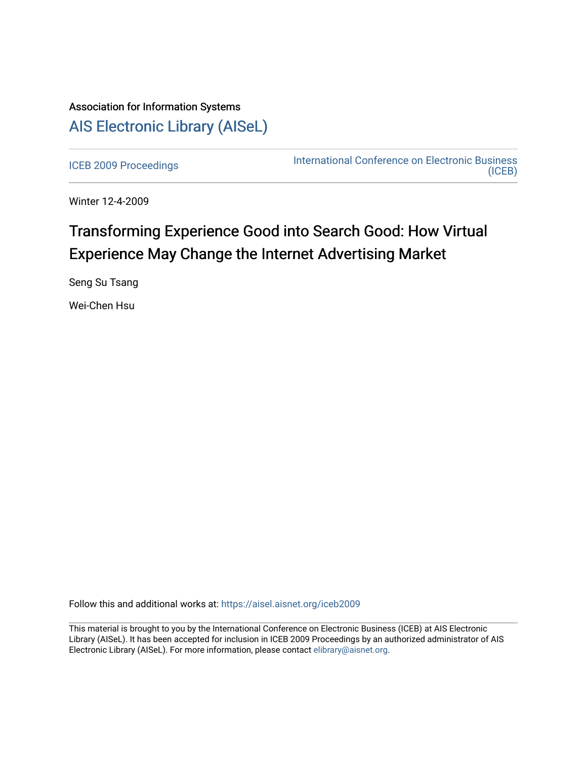Association for Information Systems

# AIS Electronic Library (AISeL)

ICEB 2009 Proceedings

International Conference on Electronic Business (ICEB)

Winter 12-4-2009

# Transforming Experience Good into Search Good: How Virtual Experience May Change the Internet Advertising Market

Seng Su Tsang

Wei-Chen Hsu

Follow this and additional works at: https://aisel.aisnet.org/iceb2009

This material is brought to you by the International Conference on Electronic Business (ICEB) at AIS Electronic Library (AISeL). It has been accepted for inclusion in ICEB 2009 Proceedings by an authorized administrator of AIS Electronic Library (AISeL). For more information, please contact elibrary@aisnet.org.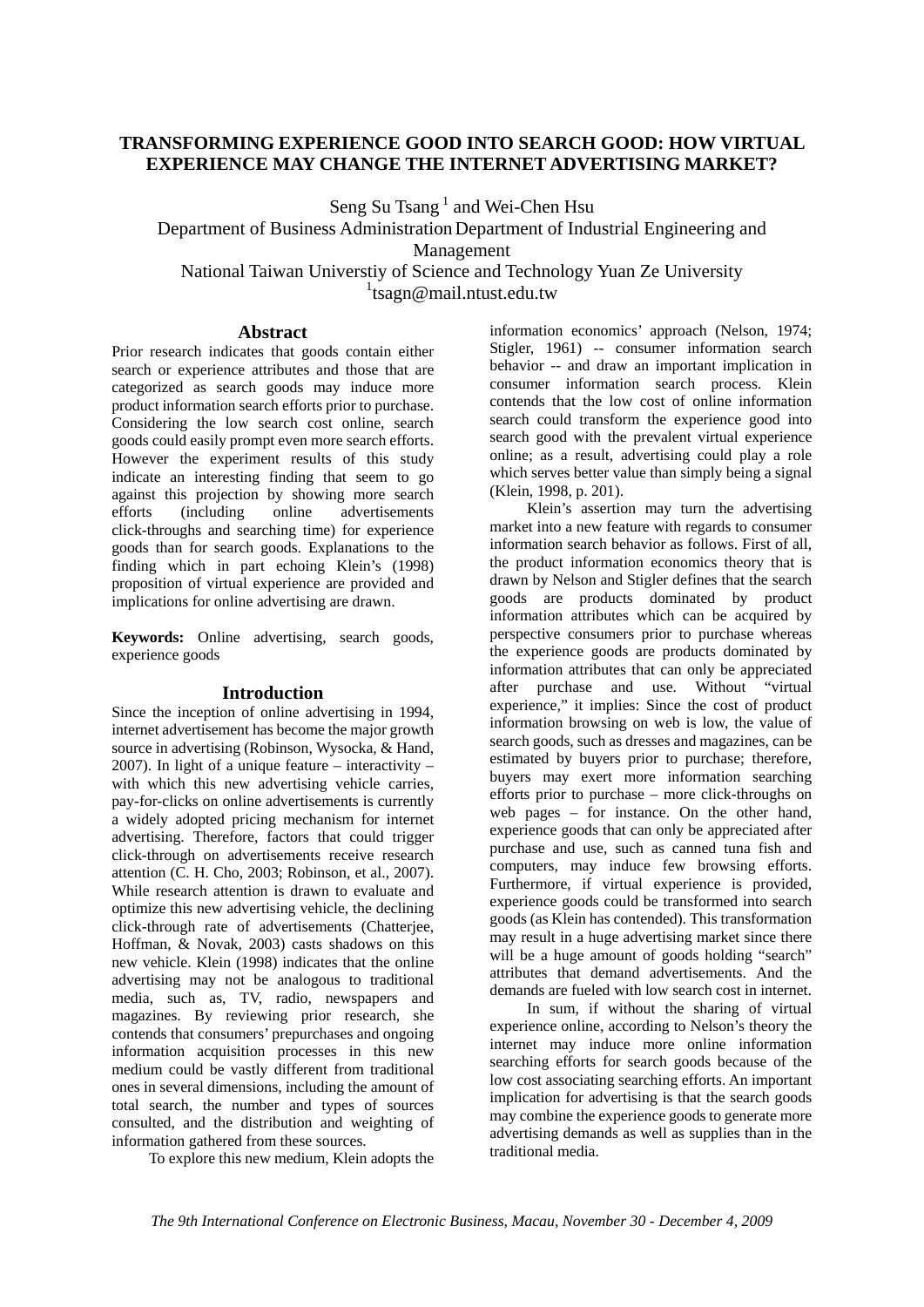# TRANSFORMING EXPERIENCE GOOD INTO SEARCH GOOD: HOW VIRTUAL EXPERIENCE MAY CHANGE THE INTERNET ADVERTISING MARKET?

Seng Su Tsang [1] and Wei-Chen Hsu

Department of Business Administration Department of Industrial Engineering and Management

National Taiwan Universtiy of Science and Technology Yuan Ze University

[1]tsagn@mail.ntust.edu.tw

## Abstract

Prior research indicates that goods contain either search or experience attributes and those that are categorized as search goods may induce more product information search efforts prior to purchase. Considering the low search cost online, search goods could easily prompt even more search efforts. However the experiment results of this study indicate an interesting finding that seem to go against this projection by showing more search efforts (including online advertisements click-throughs and searching time) for experience goods than for search goods. Explanations to the finding which in part echoing Klein's (1998) proposition of virtual experience are provided and implications for online advertising are drawn.

**Keywords:** Online advertising, search goods, experience goods

## Introduction

Since the inception of online advertising in 1994, internet advertisement has become the major growth source in advertising (Robinson, Wysocka, & Hand, 2007). In light of a unique feature – interactivity – with which this new advertising vehicle carries, pay-for-clicks on online advertisements is currently a widely adopted pricing mechanism for internet advertising. Therefore, factors that could trigger click-through on advertisements receive research attention (C. H. Cho, 2003; Robinson, et al., 2007). While research attention is drawn to evaluate and optimize this new advertising vehicle, the declining click-through rate of advertisements (Chatterjee, Hoffman, & Novak, 2003) casts shadows on this new vehicle. Klein (1998) indicates that the online advertising may not be analogous to traditional media, such as, TV, radio, newspapers and magazines. By reviewing prior research, she contends that consumers' prepurchases and ongoing information acquisition processes in this new medium could be vastly different from traditional ones in several dimensions, including the amount of total search, the number and types of sources consulted, and the distribution and weighting of information gathered from these sources.

To explore this new medium, Klein adopts the information economics' approach (Nelson, 1974; Stigler, 1961) -- consumer information search behavior -- and draw an important implication in consumer information search process. Klein contends that the low cost of online information search could transform the experience good into search good with the prevalent virtual experience online; as a result, advertising could play a role which serves better value than simply being a signal (Klein, 1998, p. 201).

Klein's assertion may turn the advertising market into a new feature with regards to consumer information search behavior as follows. First of all, the product information economics theory that is drawn by Nelson and Stigler defines that the search goods are products dominated by product information attributes which can be acquired by perspective consumers prior to purchase whereas the experience goods are products dominated by information attributes that can only be appreciated after purchase and use. Without "virtual experience," it implies: Since the cost of product information browsing on web is low, the value of search goods, such as dresses and magazines, can be estimated by buyers prior to purchase; therefore, buyers may exert more information searching efforts prior to purchase – more click-throughs on web pages – for instance. On the other hand, experience goods that can only be appreciated after purchase and use, such as canned tuna fish and computers, may induce few browsing efforts. Furthermore, if virtual experience is provided, experience goods could be transformed into search goods (as Klein has contended). This transformation may result in a huge advertising market since there will be a huge amount of goods holding "search" attributes that demand advertisements. And the demands are fueled with low search cost in internet.

In sum, if without the sharing of virtual experience online, according to Nelson's theory the internet may induce more online information searching efforts for search goods because of the low cost associating searching efforts. An important implication for advertising is that the search goods may combine the experience goods to generate more advertising demands as well as supplies than in the traditional media.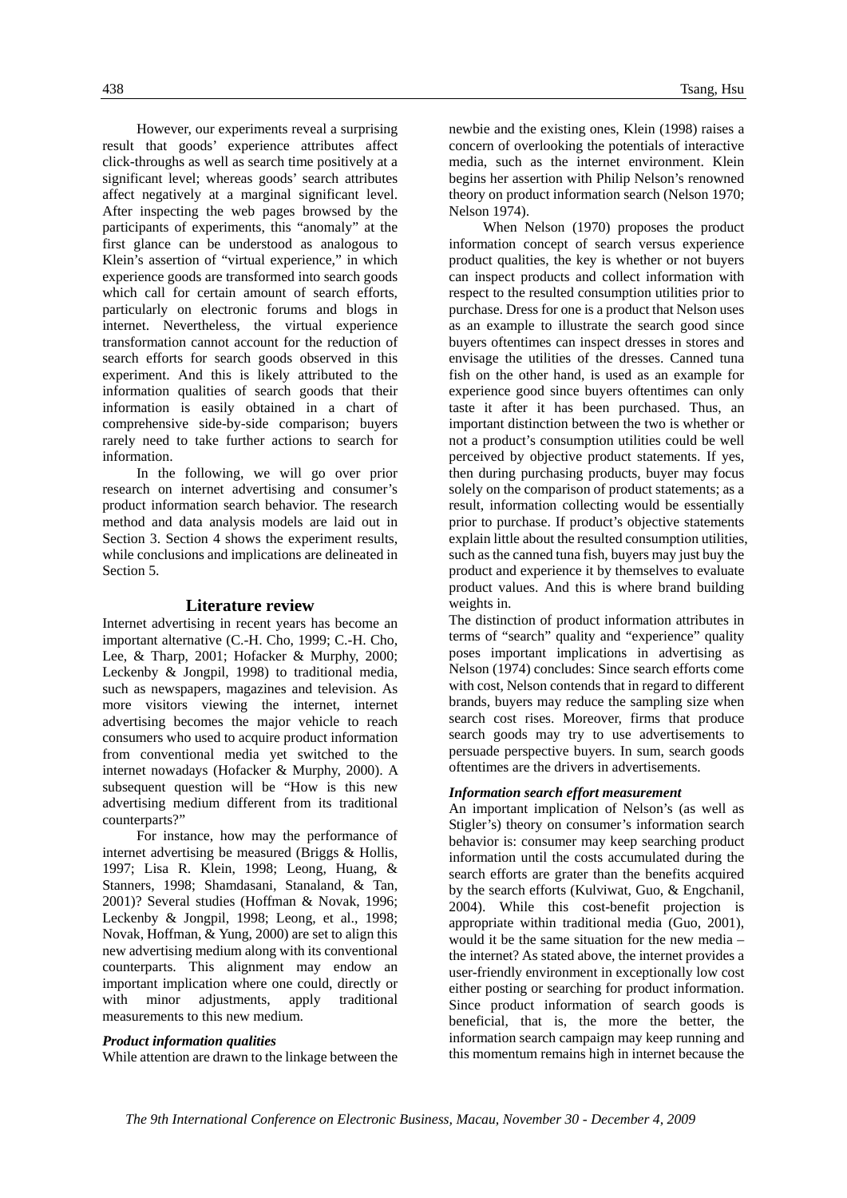However, our experiments reveal a surprising result that goods' experience attributes affect click-throughs as well as search time positively at a significant level; whereas goods' search attributes affect negatively at a marginal significant level. After inspecting the web pages browsed by the participants of experiments, this "anomaly" at the first glance can be understood as analogous to Klein's assertion of "virtual experience," in which experience goods are transformed into search goods which call for certain amount of search efforts, particularly on electronic forums and blogs in internet. Nevertheless, the virtual experience transformation cannot account for the reduction of search efforts for search goods observed in this experiment. And this is likely attributed to the information qualities of search goods that their information is easily obtained in a chart of comprehensive side-by-side comparison; buyers rarely need to take further actions to search for information.

In the following, we will go over prior research on internet advertising and consumer's product information search behavior. The research method and data analysis models are laid out in Section 3. Section 4 shows the experiment results, while conclusions and implications are delineated in Section 5.

## Literature review

Internet advertising in recent years has become an important alternative (C.-H. Cho, 1999; C.-H. Cho, Lee, & Tharp, 2001; Hofacker & Murphy, 2000; Leckenby & Jongpil, 1998) to traditional media, such as newspapers, magazines and television. As more visitors viewing the internet, internet advertising becomes the major vehicle to reach consumers who used to acquire product information from conventional media yet switched to the internet nowadays (Hofacker & Murphy, 2000). A subsequent question will be "How is this new advertising medium different from its traditional counterparts?"

For instance, how may the performance of internet advertising be measured (Briggs & Hollis, 1997; Lisa R. Klein, 1998; Leong, Huang, & Stanners, 1998; Shamdasani, Stanaland, & Tan, 2001)? Several studies (Hoffman & Novak, 1996; Leckenby & Jongpil, 1998; Leong, et al., 1998; Novak, Hoffman, & Yung, 2000) are set to align this new advertising medium along with its conventional counterparts. This alignment may endow an important implication where one could, directly or with minor adjustments, apply traditional measurements to this new medium.

### *Product information qualities*

While attention are drawn to the linkage between the newbie and the existing ones, Klein (1998) raises a concern of overlooking the potentials of interactive media, such as the internet environment. Klein begins her assertion with Philip Nelson's renowned theory on product information search (Nelson 1970; Nelson 1974).

When Nelson (1970) proposes the product information concept of search versus experience product qualities, the key is whether or not buyers can inspect products and collect information with respect to the resulted consumption utilities prior to purchase. Dress for one is a product that Nelson uses as an example to illustrate the search good since buyers oftentimes can inspect dresses in stores and envisage the utilities of the dresses. Canned tuna fish on the other hand, is used as an example for experience good since buyers oftentimes can only taste it after it has been purchased. Thus, an important distinction between the two is whether or not a product's consumption utilities could be well perceived by objective product statements. If yes, then during purchasing products, buyer may focus solely on the comparison of product statements; as a result, information collecting would be essentially prior to purchase. If product's objective statements explain little about the resulted consumption utilities, such as the canned tuna fish, buyers may just buy the product and experience it by themselves to evaluate product values. And this is where brand building weights in.

The distinction of product information attributes in terms of "search" quality and "experience" quality poses important implications in advertising as Nelson (1974) concludes: Since search efforts come with cost, Nelson contends that in regard to different brands, buyers may reduce the sampling size when search cost rises. Moreover, firms that produce search goods may try to use advertisements to persuade perspective buyers. In sum, search goods oftentimes are the drivers in advertisements.

### *Information search effort measurement*

An important implication of Nelson's (as well as Stigler's) theory on consumer's information search behavior is: consumer may keep searching product information until the costs accumulated during the search efforts are grater than the benefits acquired by the search efforts (Kulviwat, Guo, & Engchanil, 2004). While this cost-benefit projection is appropriate within traditional media (Guo, 2001), would it be the same situation for the new media – the internet? As stated above, the internet provides a user-friendly environment in exceptionally low cost either posting or searching for product information. Since product information of search goods is beneficial, that is, the more the better, the information search campaign may keep running and this momentum remains high in internet because the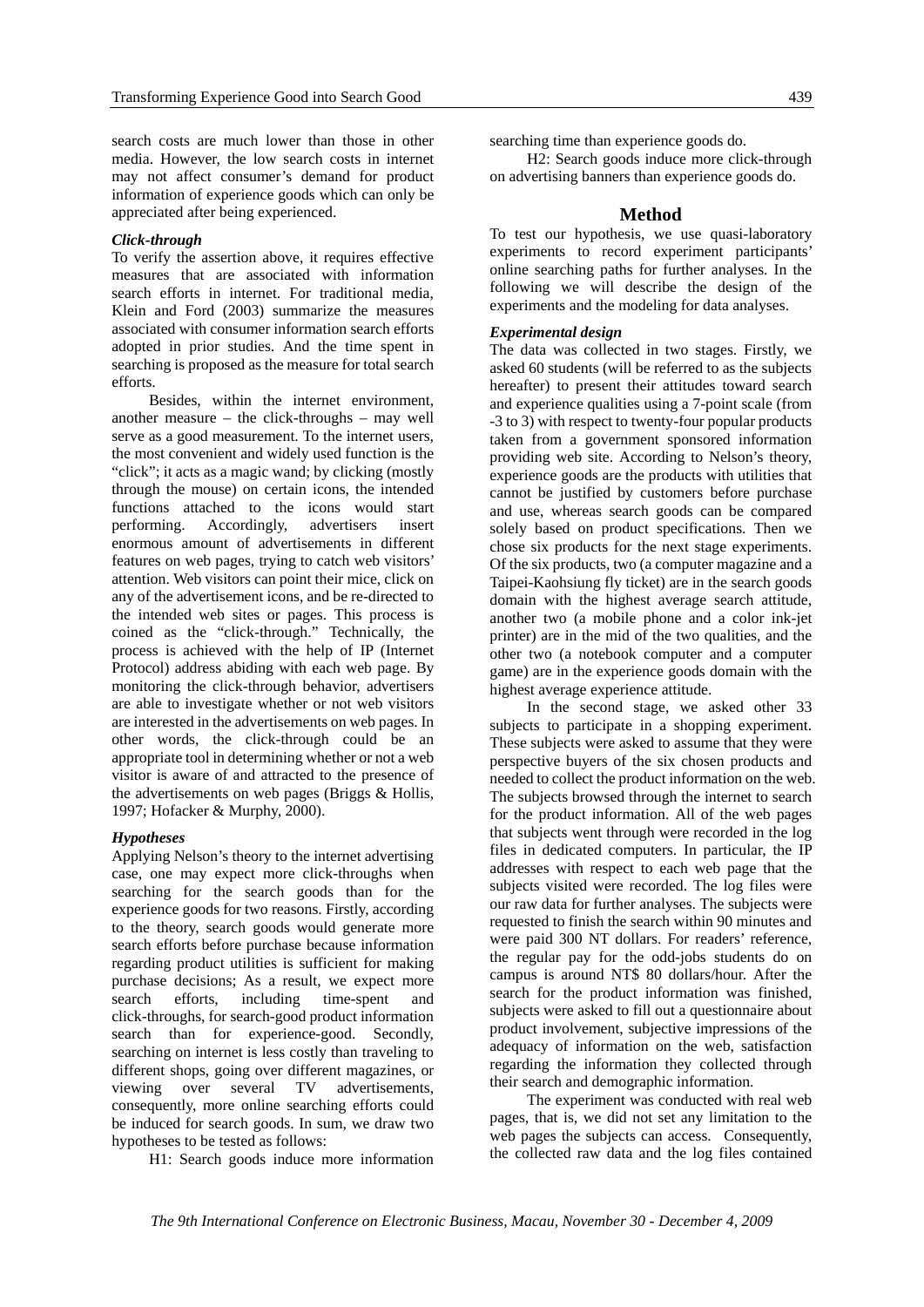search costs are much lower than those in other media. However, the low search costs in internet may not affect consumer's demand for product information of experience goods which can only be appreciated after being experienced.

### *Click-through*

To verify the assertion above, it requires effective measures that are associated with information search efforts in internet. For traditional media, Klein and Ford (2003) summarize the measures associated with consumer information search efforts adopted in prior studies. And the time spent in searching is proposed as the measure for total search efforts.

Besides, within the internet environment, another measure – the click-throughs – may well serve as a good measurement. To the internet users, the most convenient and widely used function is the "click"; it acts as a magic wand; by clicking (mostly through the mouse) on certain icons, the intended functions attached to the icons would start performing. Accordingly, advertisers insert enormous amount of advertisements in different features on web pages, trying to catch web visitors' attention. Web visitors can point their mice, click on any of the advertisement icons, and be re-directed to the intended web sites or pages. This process is coined as the "click-through." Technically, the process is achieved with the help of IP (Internet Protocol) address abiding with each web page. By monitoring the click-through behavior, advertisers are able to investigate whether or not web visitors are interested in the advertisements on web pages. In other words, the click-through could be an appropriate tool in determining whether or not a web visitor is aware of and attracted to the presence of the advertisements on web pages (Briggs & Hollis, 1997; Hofacker & Murphy, 2000).

### *Hypotheses*

Applying Nelson's theory to the internet advertising case, one may expect more click-throughs when searching for the search goods than for the experience goods for two reasons. Firstly, according to the theory, search goods would generate more search efforts before purchase because information regarding product utilities is sufficient for making purchase decisions; As a result, we expect more search efforts, including time-spent and click-throughs, for search-good product information search than for experience-good. Secondly, searching on internet is less costly than traveling to different shops, going over different magazines, or viewing over several TV advertisements, consequently, more online searching efforts could be induced for search goods. In sum, we draw two hypotheses to be tested as follows:

H1: Search goods induce more information searching time than experience goods do.

H2: Search goods induce more click-through on advertising banners than experience goods do.

## Method

To test our hypothesis, we use quasi-laboratory experiments to record experiment participants' online searching paths for further analyses. In the following we will describe the design of the experiments and the modeling for data analyses.

### *Experimental design*

The data was collected in two stages. Firstly, we asked 60 students (will be referred to as the subjects hereafter) to present their attitudes toward search and experience qualities using a 7-point scale (from -3 to 3) with respect to twenty-four popular products taken from a government sponsored information providing web site. According to Nelson's theory, experience goods are the products with utilities that cannot be justified by customers before purchase and use, whereas search goods can be compared solely based on product specifications. Then we chose six products for the next stage experiments. Of the six products, two (a computer magazine and a Taipei-Kaohsiung fly ticket) are in the search goods domain with the highest average search attitude, another two (a mobile phone and a color ink-jet printer) are in the mid of the two qualities, and the other two (a notebook computer and a computer game) are in the experience goods domain with the highest average experience attitude.

In the second stage, we asked other 33 subjects to participate in a shopping experiment. These subjects were asked to assume that they were perspective buyers of the six chosen products and needed to collect the product information on the web. The subjects browsed through the internet to search for the product information. All of the web pages that subjects went through were recorded in the log files in dedicated computers. In particular, the IP addresses with respect to each web page that the subjects visited were recorded. The log files were our raw data for further analyses. The subjects were requested to finish the search within 90 minutes and were paid 300 NT dollars. For readers' reference, the regular pay for the odd-jobs students do on campus is around NT$ 80 dollars/hour. After the search for the product information was finished, subjects were asked to fill out a questionnaire about product involvement, subjective impressions of the adequacy of information on the web, satisfaction regarding the information they collected through their search and demographic information.

The experiment was conducted with real web pages, that is, we did not set any limitation to the web pages the subjects can access. Consequently, the collected raw data and the log files contained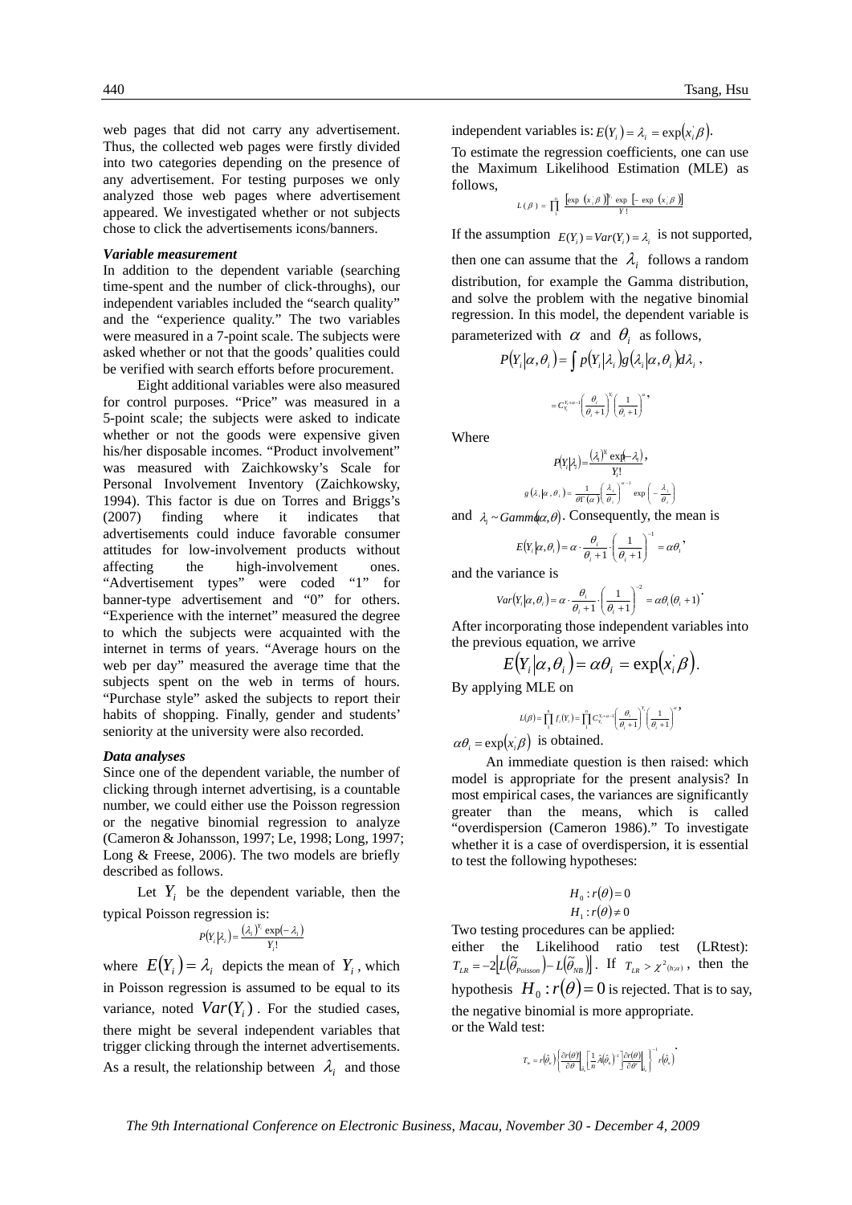web pages that did not carry any advertisement. Thus, the collected web pages were firstly divided into two categories depending on the presence of any advertisement. For testing purposes we only analyzed those web pages where advertisement appeared. We investigated whether or not subjects chose to click the advertisements icons/banners.

***Variable measurement***

In addition to the dependent variable (searching time-spent and the number of click-throughs), our independent variables included the "search quality" and the "experience quality." The two variables were measured in a 7-point scale. The subjects were asked whether or not that the goods' qualities could be verified with search efforts before procurement.

Eight additional variables were also measured for control purposes. "Price" was measured in a 5-point scale; the subjects were asked to indicate whether or not the goods were expensive given his/her disposable incomes. "Product involvement" was measured with Zaichkowsky's Scale for Personal Involvement Inventory (Zaichkowsky, 1994). This factor is due on Torres and Briggs's (2007) finding where it indicates that advertisements could induce favorable consumer attitudes for low-involvement products without affecting the high-involvement ones. "Advertisement types" were coded "1" for banner-type advertisement and "0" for others. "Experience with the internet" measured the degree to which the subjects were acquainted with the internet in terms of years. "Average hours on the web per day" measured the average time that the subjects spent on the web in terms of hours. "Purchase style" asked the subjects to report their habits of shopping. Finally, gender and students' seniority at the university were also recorded.

***Data analyses***

Since one of the dependent variable, the number of clicking through internet advertising, is a countable number, we could either use the Poisson regression or the negative binomial regression to analyze (Cameron & Johansson, 1997; Le, 1998; Long, 1997; Long & Freese, 2006). The two models are briefly described as follows.

Let $Y_i$ be the dependent variable, then the typical Poisson regression is:

$$P(Y_i|\lambda_i) = \frac{(\lambda_i)^{Y_i}\exp(-\lambda_i)}{Y_i!}$$

where $E(Y_i) = \lambda_i$ depicts the mean of $Y_i$, which in Poisson regression is assumed to be equal to its variance, noted $Var(Y_i)$. For the studied cases, there might be several independent variables that trigger clicking through the internet advertisements. As a result, the relationship between $\lambda_i$ and those independent variables is: $E(Y_i) = \lambda_i = \exp(x_i'\beta)$.

To estimate the regression coefficients, one can use the Maximum Likelihood Estimation (MLE) as follows,

$$L(\beta) = \prod_1^n \frac{[\exp(x_i'\beta)]^{Y_i}\exp[-\exp(x_i'\beta)]}{Y_i!}$$

If the assumption $E(Y_i) = Var(Y_i) = \lambda_i$ is not supported, then one can assume that the $\lambda_i$ follows a random distribution, for example the Gamma distribution, and solve the problem with the negative binomial regression. In this model, the dependent variable is parameterized with $\alpha$ and $\theta_i$ as follows,

$$P(Y_i|\alpha,\theta_i) = \int p(Y_i|\lambda_i)g(\lambda_i|\alpha,\theta_i)d\lambda_i,$$

$$= C_{Y_i}^{Y_i+\alpha-1}\left(\frac{\theta_i}{\theta_i+1}\right)^{Y_i}\left(\frac{1}{\theta_i+1}\right)^{\alpha},$$

Where

$$P(Y_i|\lambda_i) = \frac{(\lambda_i)^{Y_i}\exp(-\lambda_i)}{Y_i!},$$

$$g(\lambda_i|\alpha,\theta_i) = \frac{1}{\theta\Gamma(\alpha)}\left(\frac{\lambda_i}{\theta_i}\right)^{\alpha-1}\exp\left(-\frac{\lambda_i}{\theta_i}\right)$$

and $\lambda_i \sim Gamma(\alpha,\theta)$. Consequently, the mean is

$$E(Y_i|\alpha,\theta_i) = \alpha\cdot\frac{\theta_i}{\theta_i+1}\cdot\left(\frac{1}{\theta_i+1}\right)^{-1} = \alpha\theta_i,$$

and the variance is

$$Var(Y_i|\alpha,\theta_i) = \alpha\cdot\frac{\theta_i}{\theta_i+1}\cdot\left(\frac{1}{\theta_i+1}\right)^{-2} = \alpha\theta_i(\theta_i+1).$$

After incorporating those independent variables into the previous equation, we arrive

$$E(Y_i|\alpha,\theta_i) = \alpha\theta_i = \exp(x_i'\beta).$$

By applying MLE on

$$L(\beta) = \prod_1^n f_i(Y_i) = \prod_1^n C_{Y_i}^{Y_i+\alpha-1}\left(\frac{\theta_i}{\theta_i+1}\right)^{Y_i}\left(\frac{1}{\theta_i+1}\right)^{\alpha},$$

$\alpha\theta_i = \exp(x_i'\beta)$ is obtained.

An immediate question is then raised: which model is appropriate for the present analysis? In most empirical cases, the variances are significantly greater than the means, which is called "overdispersion (Cameron 1986)." To investigate whether it is a case of overdispersion, it is essential to test the following hypotheses:

$$H_0: r(\theta) = 0$$
$$H_1: r(\theta) \neq 0$$

Two testing procedures can be applied:

either the Likelihood ratio test (LRtest): $T_{LR} = -2\left[L(\tilde{\theta}_{Poisson}) - L(\tilde{\theta}_{NB})\right]$. If $T_{LR} > \chi^2_{(h;\alpha)}$, then the hypothesis $H_0: r(\theta) = 0$ is rejected. That is to say, the negative binomial is more appropriate.

or the Wald test:

$$T_w = r(\hat{\theta}_u)'\left\{\frac{\partial r(\theta)}{\partial\theta}\bigg|_{\hat{\theta}_u}\left[\frac{1}{n}\hat{A}(\hat{\theta}_u)^{-1}\right]\frac{\partial r(\theta)}{\partial\theta'}\bigg|_{\hat{\theta}_u}\right\}^{-1} r(\hat{\theta}_u).$$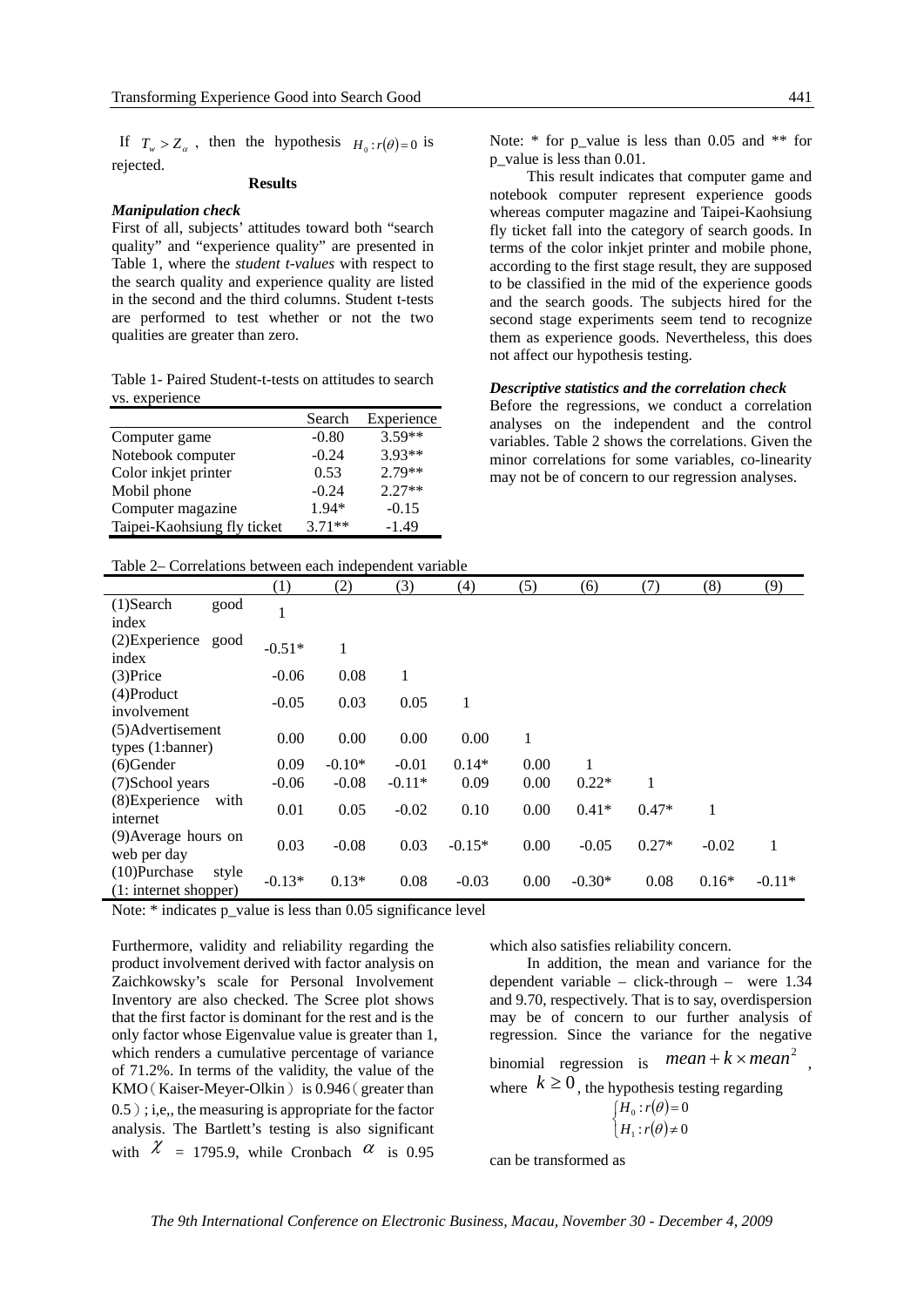If $T_w > Z_\alpha$, then the hypothesis $H_0 : r(\theta) = 0$ is rejected.

## Results

### *Manipulation check*

First of all, subjects' attitudes toward both "search quality" and "experience quality" are presented in Table 1, where the *student t-values* with respect to the search quality and experience quality are listed in the second and the third columns. Student t-tests are performed to test whether or not the two qualities are greater than zero.

Table 1- Paired Student-t-tests on attitudes to search vs. experience

| | Search | Experience |
|---|---|---|
| Computer game | -0.80 | 3.59** |
| Notebook computer | -0.24 | 3.93** |
| Color inkjet printer | 0.53 | 2.79** |
| Mobil phone | -0.24 | 2.27** |
| Computer magazine | 1.94* | -0.15 |
| Taipei-Kaohsiung fly ticket | 3.71** | -1.49 |

Note: * for p_value is less than 0.05 and ** for p_value is less than 0.01.

This result indicates that computer game and notebook computer represent experience goods whereas computer magazine and Taipei-Kaohsiung fly ticket fall into the category of search goods. In terms of the color inkjet printer and mobile phone, according to the first stage result, they are supposed to be classified in the mid of the experience goods and the search goods. The subjects hired for the second stage experiments seem tend to recognize them as experience goods. Nevertheless, this does not affect our hypothesis testing.

### *Descriptive statistics and the correlation check*

Before the regressions, we conduct a correlation analyses on the independent and the control variables. Table 2 shows the correlations. Given the minor correlations for some variables, co-linearity may not be of concern to our regression analyses.

Table 2– Correlations between each independent variable

| | (1) | (2) | (3) | (4) | (5) | (6) | (7) | (8) | (9) |
|---|---|---|---|---|---|---|---|---|---|
| (1)Search good index | 1 | | | | | | | | |
| (2)Experience good index | -0.51* | 1 | | | | | | | |
| (3)Price | -0.06 | 0.08 | 1 | | | | | | |
| (4)Product involvement | -0.05 | 0.03 | 0.05 | 1 | | | | | |
| (5)Advertisement types (1:banner) | 0.00 | 0.00 | 0.00 | 0.00 | 1 | | | | |
| (6)Gender | 0.09 | -0.10* | -0.01 | 0.14* | 0.00 | 1 | | | |
| (7)School years | -0.06 | -0.08 | -0.11* | 0.09 | 0.00 | 0.22* | 1 | | |
| (8)Experience with internet | 0.01 | 0.05 | -0.02 | 0.10 | 0.00 | 0.41* | 0.47* | 1 | |
| (9)Average hours on web per day | 0.03 | -0.08 | 0.03 | -0.15* | 0.00 | -0.05 | 0.27* | -0.02 | 1 |
| (10)Purchase style (1: internet shopper) | -0.13* | 0.13* | 0.08 | -0.03 | 0.00 | -0.30* | 0.08 | 0.16* | -0.11* |

Note: * indicates p_value is less than 0.05 significance level

Furthermore, validity and reliability regarding the product involvement derived with factor analysis on Zaichkowsky's scale for Personal Involvement Inventory are also checked. The Scree plot shows that the first factor is dominant for the rest and is the only factor whose Eigenvalue value is greater than 1, which renders a cumulative percentage of variance of 71.2%. In terms of the validity, the value of the KMO（Kaiser-Meyer-Olkin）is 0.946（greater than 0.5）; i,e,, the measuring is appropriate for the factor analysis. The Bartlett's testing is also significant with $\chi$ = 1795.9, while Cronbach $\alpha$ is 0.95 which also satisfies reliability concern.

In addition, the mean and variance for the dependent variable – click-through – were 1.34 and 9.70, respectively. That is to say, overdispersion may be of concern to our further analysis of regression. Since the variance for the negative binomial regression is $mean + k \times mean^2$, where $k \geq 0$, the hypothesis testing regarding

$$\begin{cases} H_0 : r(\theta) = 0 \\ H_1 : r(\theta) \neq 0 \end{cases}$$

can be transformed as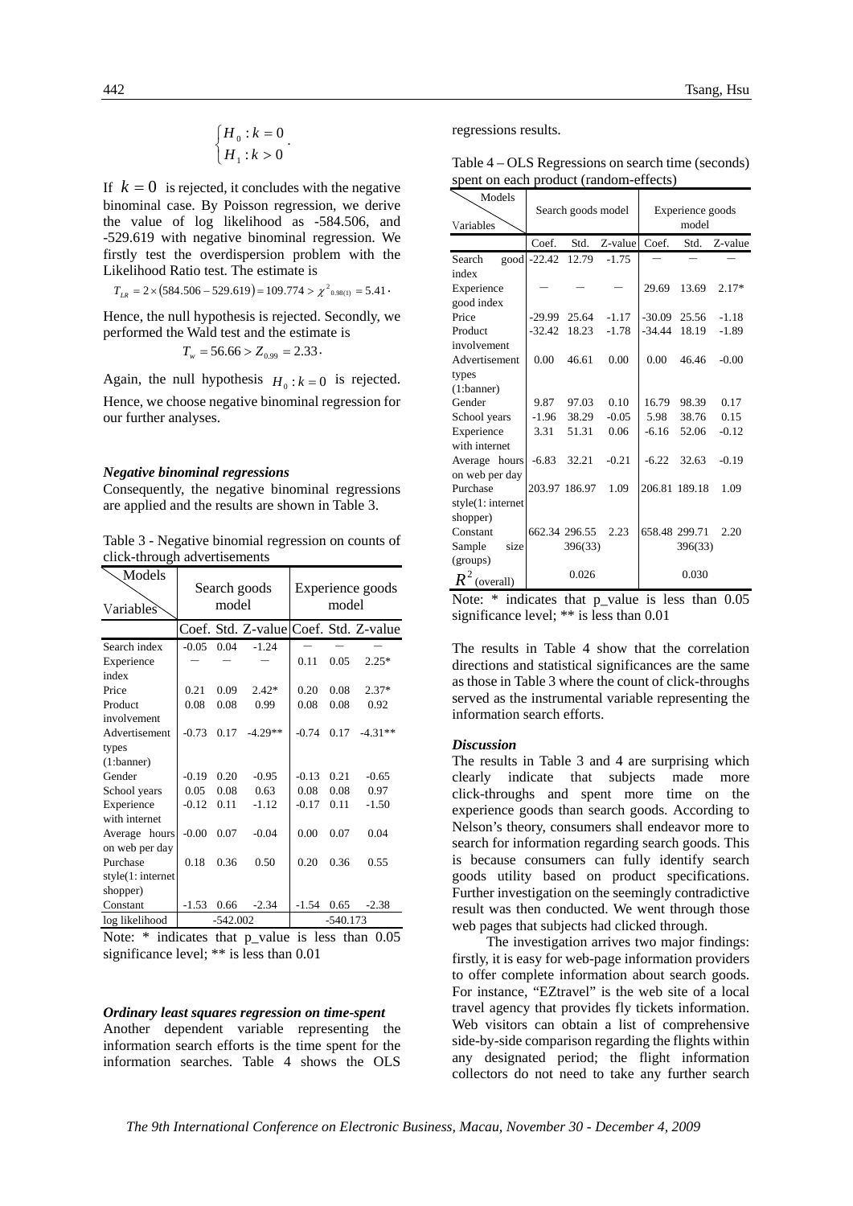$$\begin{cases} H_0 : k = 0 \\ H_1 : k > 0 \end{cases}.$$

If $k = 0$ is rejected, it concludes with the negative binominal case. By Poisson regression, we derive the value of log likelihood as -584.506, and -529.619 with negative binominal regression. We firstly test the overdispersion problem with the Likelihood Ratio test. The estimate is

$$T_{LR} = 2 \times (584.506 - 529.619) = 109.774 > \chi^2_{0.98(1)} = 5.41 \cdot$$

Hence, the null hypothesis is rejected. Secondly, we performed the Wald test and the estimate is

$$T_w = 56.66 > Z_{0.99} = 2.33 \cdot$$

Again, the null hypothesis $H_0 : k = 0$ is rejected. Hence, we choose negative binominal regression for our further analyses.

### *Negative binominal regressions*

Consequently, the negative binominal regressions are applied and the results are shown in Table 3.

Table 3 - Negative binomial regression on counts of click-through advertisements

| Models / Variables | Search goods model | | | Experience goods model | | |
|---|---|---|---|---|---|---|
| | Coef. | Std. | Z-value | Coef. | Std. | Z-value |
| Search index | -0.05 | 0.04 | -1.24 | — | — | — |
| Experience index | — | — | — | 0.11 | 0.05 | 2.25* |
| Price | 0.21 | 0.09 | 2.42* | 0.20 | 0.08 | 2.37* |
| Product involvement | 0.08 | 0.08 | 0.99 | 0.08 | 0.08 | 0.92 |
| Advertisement types (1:banner) | -0.73 | 0.17 | -4.29** | -0.74 | 0.17 | -4.31** |
| Gender | -0.19 | 0.20 | -0.95 | -0.13 | 0.21 | -0.65 |
| School years | 0.05 | 0.08 | 0.63 | 0.08 | 0.08 | 0.97 |
| Experience with internet | -0.12 | 0.11 | -1.12 | -0.17 | 0.11 | -1.50 |
| Average hours on web per day | -0.00 | 0.07 | -0.04 | 0.00 | 0.07 | 0.04 |
| Purchase style(1: internet shopper) | 0.18 | 0.36 | 0.50 | 0.20 | 0.36 | 0.55 |
| Constant | -1.53 | 0.66 | -2.34 | -1.54 | 0.65 | -2.38 |
| log likelihood | -542.002 | | | -540.173 | | |

Note: * indicates that p_value is less than 0.05 significance level; ** is less than 0.01

### *Ordinary least squares regression on time-spent*

Another dependent variable representing the information search efforts is the time spent for the information searches. Table 4 shows the OLS regressions results.

Table 4 – OLS Regressions on search time (seconds) spent on each product (random-effects)

| Models / Variables | Search goods model | | | Experience goods model | | |
|---|---|---|---|---|---|---|
| | Coef. | Std. | Z-value | Coef. | Std. | Z-value |
| Search good index | -22.42 | 12.79 | -1.75 | — | — | — |
| Experience good index | — | — | — | 29.69 | 13.69 | 2.17* |
| Price | -29.99 | 25.64 | -1.17 | -30.09 | 25.56 | -1.18 |
| Product involvement | -32.42 | 18.23 | -1.78 | -34.44 | 18.19 | -1.89 |
| Advertisement types (1:banner) | 0.00 | 46.61 | 0.00 | 0.00 | 46.46 | -0.00 |
| Gender | 9.87 | 97.03 | 0.10 | 16.79 | 98.39 | 0.17 |
| School years | -1.96 | 38.29 | -0.05 | 5.98 | 38.76 | 0.15 |
| Experience with internet | 3.31 | 51.31 | 0.06 | -6.16 | 52.06 | -0.12 |
| Average hours on web per day | -6.83 | 32.21 | -0.21 | -6.22 | 32.63 | -0.19 |
| Purchase style(1: internet shopper) | 203.97 | 186.97 | 1.09 | 206.81 | 189.18 | 1.09 |
| Constant | 662.34 | 296.55 | 2.23 | 658.48 | 299.71 | 2.20 |
| Sample size (groups) | 396(33) | | | 396(33) | | |
| $R^2$ (overall) | 0.026 | | | 0.030 | | |

Note: * indicates that p_value is less than 0.05 significance level; ** is less than 0.01

The results in Table 4 show that the correlation directions and statistical significances are the same as those in Table 3 where the count of click-throughs served as the instrumental variable representing the information search efforts.

### *Discussion*

The results in Table 3 and 4 are surprising which clearly indicate that subjects made more click-throughs and spent more time on the experience goods than search goods. According to Nelson's theory, consumers shall endeavor more to search for information regarding search goods. This is because consumers can fully identify search goods utility based on product specifications. Further investigation on the seemingly contradictive result was then conducted. We went through those web pages that subjects had clicked through.

The investigation arrives two major findings: firstly, it is easy for web-page information providers to offer complete information about search goods. For instance, "EZtravel" is the web site of a local travel agency that provides fly tickets information. Web visitors can obtain a list of comprehensive side-by-side comparison regarding the flights within any designated period; the flight information collectors do not need to take any further search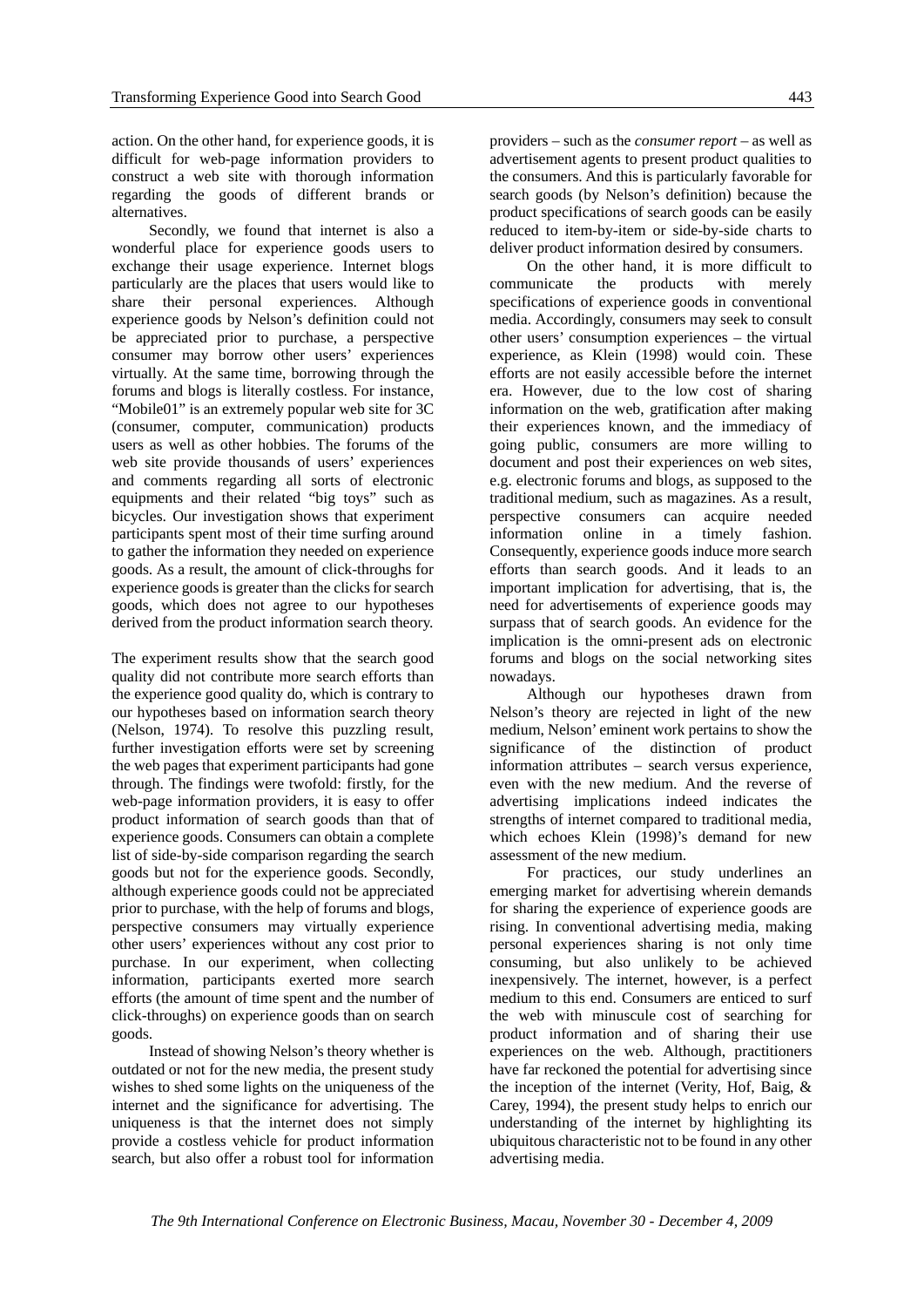action. On the other hand, for experience goods, it is difficult for web-page information providers to construct a web site with thorough information regarding the goods of different brands or alternatives.

Secondly, we found that internet is also a wonderful place for experience goods users to exchange their usage experience. Internet blogs particularly are the places that users would like to share their personal experiences. Although experience goods by Nelson's definition could not be appreciated prior to purchase, a perspective consumer may borrow other users' experiences virtually. At the same time, borrowing through the forums and blogs is literally costless. For instance, "Mobile01" is an extremely popular web site for 3C (consumer, computer, communication) products users as well as other hobbies. The forums of the web site provide thousands of users' experiences and comments regarding all sorts of electronic equipments and their related "big toys" such as bicycles. Our investigation shows that experiment participants spent most of their time surfing around to gather the information they needed on experience goods. As a result, the amount of click-throughs for experience goods is greater than the clicks for search goods, which does not agree to our hypotheses derived from the product information search theory.

The experiment results show that the search good quality did not contribute more search efforts than the experience good quality do, which is contrary to our hypotheses based on information search theory (Nelson, 1974). To resolve this puzzling result, further investigation efforts were set by screening the web pages that experiment participants had gone through. The findings were twofold: firstly, for the web-page information providers, it is easy to offer product information of search goods than that of experience goods. Consumers can obtain a complete list of side-by-side comparison regarding the search goods but not for the experience goods. Secondly, although experience goods could not be appreciated prior to purchase, with the help of forums and blogs, perspective consumers may virtually experience other users' experiences without any cost prior to purchase. In our experiment, when collecting information, participants exerted more search efforts (the amount of time spent and the number of click-throughs) on experience goods than on search goods.

Instead of showing Nelson's theory whether is outdated or not for the new media, the present study wishes to shed some lights on the uniqueness of the internet and the significance for advertising. The uniqueness is that the internet does not simply provide a costless vehicle for product information search, but also offer a robust tool for information providers – such as the *consumer report* – as well as advertisement agents to present product qualities to the consumers. And this is particularly favorable for search goods (by Nelson's definition) because the product specifications of search goods can be easily reduced to item-by-item or side-by-side charts to deliver product information desired by consumers.

On the other hand, it is more difficult to communicate the products with merely specifications of experience goods in conventional media. Accordingly, consumers may seek to consult other users' consumption experiences – the virtual experience, as Klein (1998) would coin. These efforts are not easily accessible before the internet era. However, due to the low cost of sharing information on the web, gratification after making their experiences known, and the immediacy of going public, consumers are more willing to document and post their experiences on web sites, e.g. electronic forums and blogs, as supposed to the traditional medium, such as magazines. As a result, perspective consumers can acquire needed information online in a timely fashion. Consequently, experience goods induce more search efforts than search goods. And it leads to an important implication for advertising, that is, the need for advertisements of experience goods may surpass that of search goods. An evidence for the implication is the omni-present ads on electronic forums and blogs on the social networking sites nowadays.

Although our hypotheses drawn from Nelson's theory are rejected in light of the new medium, Nelson' eminent work pertains to show the significance of the distinction of product information attributes – search versus experience, even with the new medium. And the reverse of advertising implications indeed indicates the strengths of internet compared to traditional media, which echoes Klein (1998)'s demand for new assessment of the new medium.

For practices, our study underlines an emerging market for advertising wherein demands for sharing the experience of experience goods are rising. In conventional advertising media, making personal experiences sharing is not only time consuming, but also unlikely to be achieved inexpensively. The internet, however, is a perfect medium to this end. Consumers are enticed to surf the web with minuscule cost of searching for product information and of sharing their use experiences on the web. Although, practitioners have far reckoned the potential for advertising since the inception of the internet (Verity, Hof, Baig, & Carey, 1994), the present study helps to enrich our understanding of the internet by highlighting its ubiquitous characteristic not to be found in any other advertising media.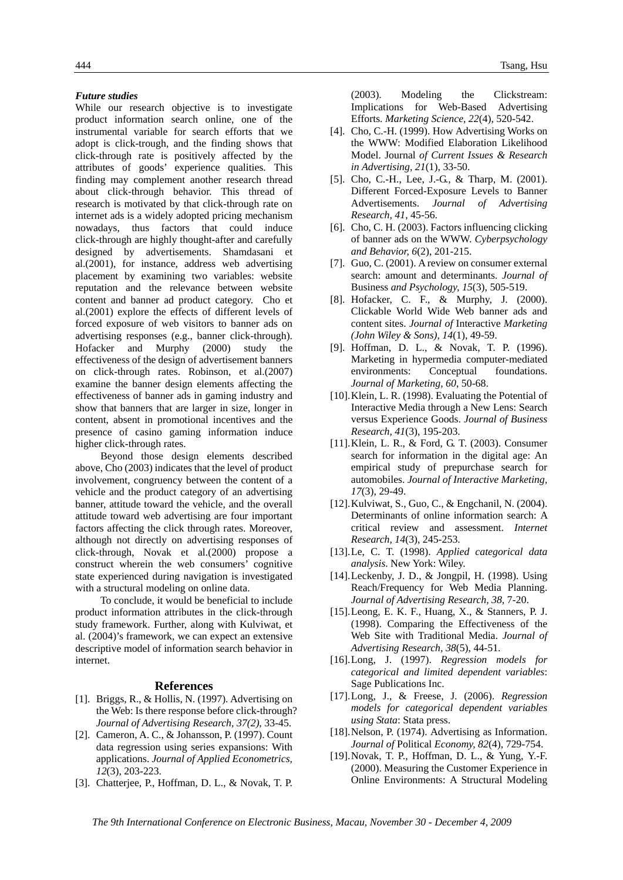### *Future studies*

While our research objective is to investigate product information search online, one of the instrumental variable for search efforts that we adopt is click-trough, and the finding shows that click-through rate is positively affected by the attributes of goods' experience qualities. This finding may complement another research thread about click-through behavior. This thread of research is motivated by that click-through rate on internet ads is a widely adopted pricing mechanism nowadays, thus factors that could induce click-through are highly thought-after and carefully designed by advertisements. Shamdasani et al.(2001), for instance, address web advertising placement by examining two variables: website reputation and the relevance between website content and banner ad product category. Cho et al.(2001) explore the effects of different levels of forced exposure of web visitors to banner ads on advertising responses (e.g., banner click-through). Hofacker and Murphy (2000) study the effectiveness of the design of advertisement banners on click-through rates. Robinson, et al.(2007) examine the banner design elements affecting the effectiveness of banner ads in gaming industry and show that banners that are larger in size, longer in content, absent in promotional incentives and the presence of casino gaming information induce higher click-through rates.

Beyond those design elements described above, Cho (2003) indicates that the level of product involvement, congruency between the content of a vehicle and the product category of an advertising banner, attitude toward the vehicle, and the overall attitude toward web advertising are four important factors affecting the click through rates. Moreover, although not directly on advertising responses of click-through, Novak et al.(2000) propose a construct wherein the web consumers' cognitive state experienced during navigation is investigated with a structural modeling on online data.

To conclude, it would be beneficial to include product information attributes in the click-through study framework. Further, along with Kulviwat, et al. (2004)'s framework, we can expect an extensive descriptive model of information search behavior in internet.

## References

[1]. Briggs, R., & Hollis, N. (1997). Advertising on the Web: Is there response before click-through? *Journal of Advertising Research, 37(2)*, 33-45.

[2]. Cameron, A. C., & Johansson, P. (1997). Count data regression using series expansions: With applications. *Journal of Applied Econometrics, 12*(3), 203-223.

[3]. Chatterjee, P., Hoffman, D. L., & Novak, T. P. (2003). Modeling the Clickstream: Implications for Web-Based Advertising Efforts. *Marketing Science, 22*(4), 520-542.

[4]. Cho, C.-H. (1999). How Advertising Works on the WWW: Modified Elaboration Likelihood Model. Journal *of Current Issues & Research in Advertising, 21*(1), 33-50.

[5]. Cho, C.-H., Lee, J.-G., & Tharp, M. (2001). Different Forced-Exposure Levels to Banner Advertisements. *Journal of Advertising Research, 41*, 45-56.

[6]. Cho, C. H. (2003). Factors influencing clicking of banner ads on the WWW. *Cyberpsychology and Behavior, 6*(2), 201-215.

[7]. Guo, C. (2001). A review on consumer external search: amount and determinants. *Journal of* Business *and Psychology, 15*(3), 505-519.

[8]. Hofacker, C. F., & Murphy, J. (2000). Clickable World Wide Web banner ads and content sites. *Journal of* Interactive *Marketing (John Wiley & Sons), 14*(1), 49-59.

[9]. Hoffman, D. L., & Novak, T. P. (1996). Marketing in hypermedia computer-mediated environments: Conceptual foundations. *Journal of Marketing, 60*, 50-68.

[10]. Klein, L. R. (1998). Evaluating the Potential of Interactive Media through a New Lens: Search versus Experience Goods. *Journal of Business Research, 41*(3), 195-203.

[11]. Klein, L. R., & Ford, G. T. (2003). Consumer search for information in the digital age: An empirical study of prepurchase search for automobiles. *Journal of Interactive Marketing, 17*(3), 29-49.

[12]. Kulviwat, S., Guo, C., & Engchanil, N. (2004). Determinants of online information search: A critical review and assessment. *Internet Research, 14*(3), 245-253.

[13]. Le, C. T. (1998). *Applied categorical data analysis*. New York: Wiley.

[14]. Leckenby, J. D., & Jongpil, H. (1998). Using Reach/Frequency for Web Media Planning. *Journal of Advertising Research, 38*, 7-20.

[15]. Leong, E. K. F., Huang, X., & Stanners, P. J. (1998). Comparing the Effectiveness of the Web Site with Traditional Media. *Journal of Advertising Research, 38*(5), 44-51.

[16]. Long, J. (1997). *Regression models for categorical and limited dependent variables*: Sage Publications Inc.

[17]. Long, J., & Freese, J. (2006). *Regression models for categorical dependent variables using Stata*: Stata press.

[18]. Nelson, P. (1974). Advertising as Information. *Journal of* Political *Economy, 82*(4), 729-754.

[19]. Novak, T. P., Hoffman, D. L., & Yung, Y.-F. (2000). Measuring the Customer Experience in Online Environments: A Structural Modeling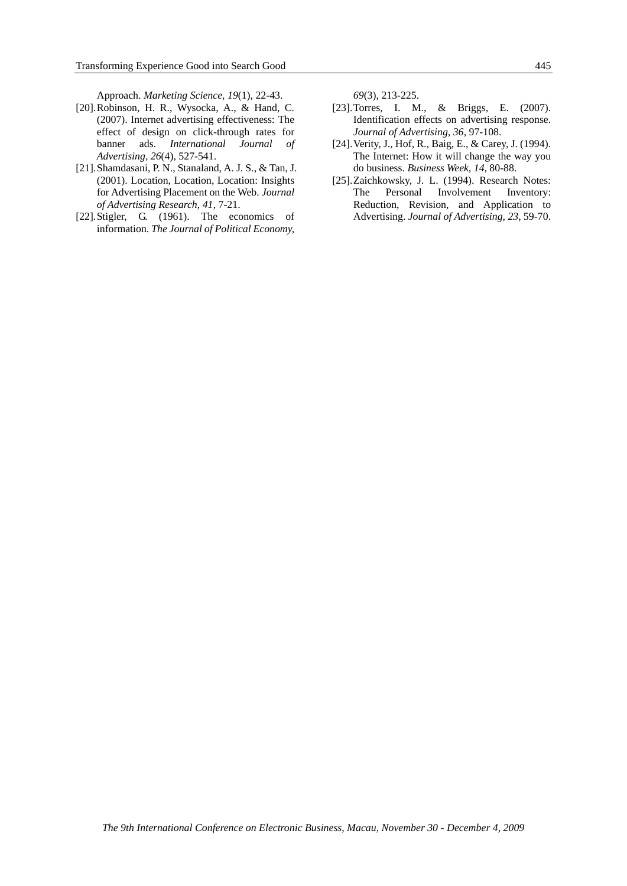Approach. *Marketing Science, 19*(1), 22-43.

[20]. Robinson, H. R., Wysocka, A., & Hand, C. (2007). Internet advertising effectiveness: The effect of design on click-through rates for banner ads. *International Journal of Advertising, 26*(4), 527-541.

[21]. Shamdasani, P. N., Stanaland, A. J. S., & Tan, J. (2001). Location, Location, Location: Insights for Advertising Placement on the Web. *Journal of Advertising Research, 41*, 7-21.

[22]. Stigler, G. (1961). The economics of information. *The Journal of Political Economy, 69*(3), 213-225.

[23]. Torres, I. M., & Briggs, E. (2007). Identification effects on advertising response. *Journal of Advertising, 36*, 97-108.

[24]. Verity, J., Hof, R., Baig, E., & Carey, J. (1994). The Internet: How it will change the way you do business. *Business Week, 14*, 80-88.

[25]. Zaichkowsky, J. L. (1994). Research Notes: The Personal Involvement Inventory: Reduction, Revision, and Application to Advertising. *Journal of Advertising, 23*, 59-70.